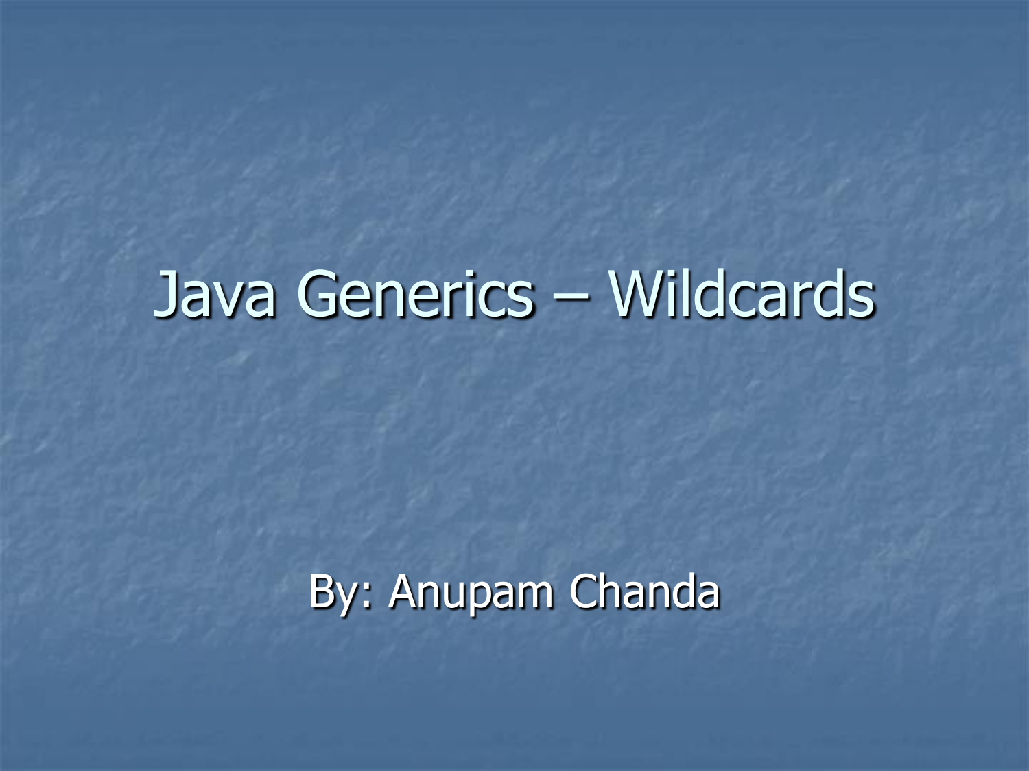# Java Generics – Wildcards

By: Anupam Chanda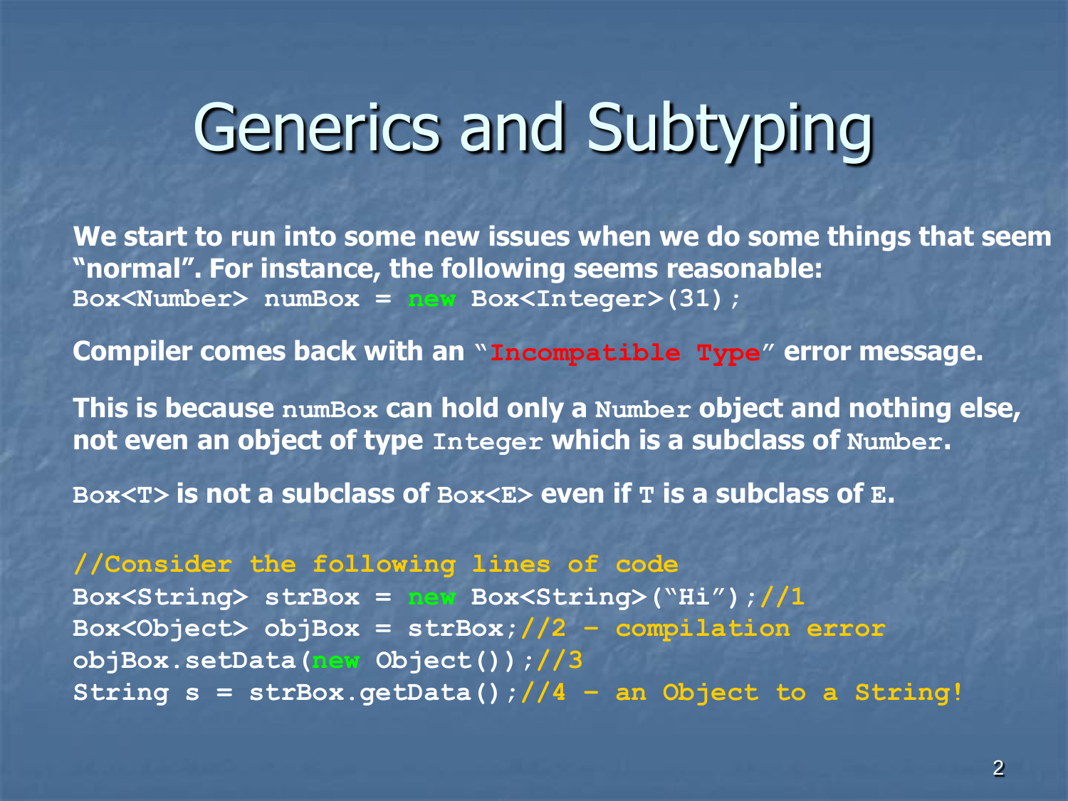# Generics and Subtyping

**We start to run into some new issues when we do some things that seem "normal". For instance, the following seems reasonable:**

```
Box<Number> numBox = new Box<Integer>(31);
```

**Compiler comes back with an "`Incompatible Type`" error message.**

**This is because `numBox` can hold only a `Number` object and nothing else, not even an object of type `Integer` which is a subclass of `Number`.**

**`Box<T>` is not a subclass of `Box<E>` even if `T` is a subclass of `E`.**

```
//Consider the following lines of code
Box<String> strBox = new Box<String>("Hi");//1
Box<Object> objBox = strBox;//2 – compilation error
objBox.setData(new Object());//3
String s = strBox.getData();//4 – an Object to a String!
```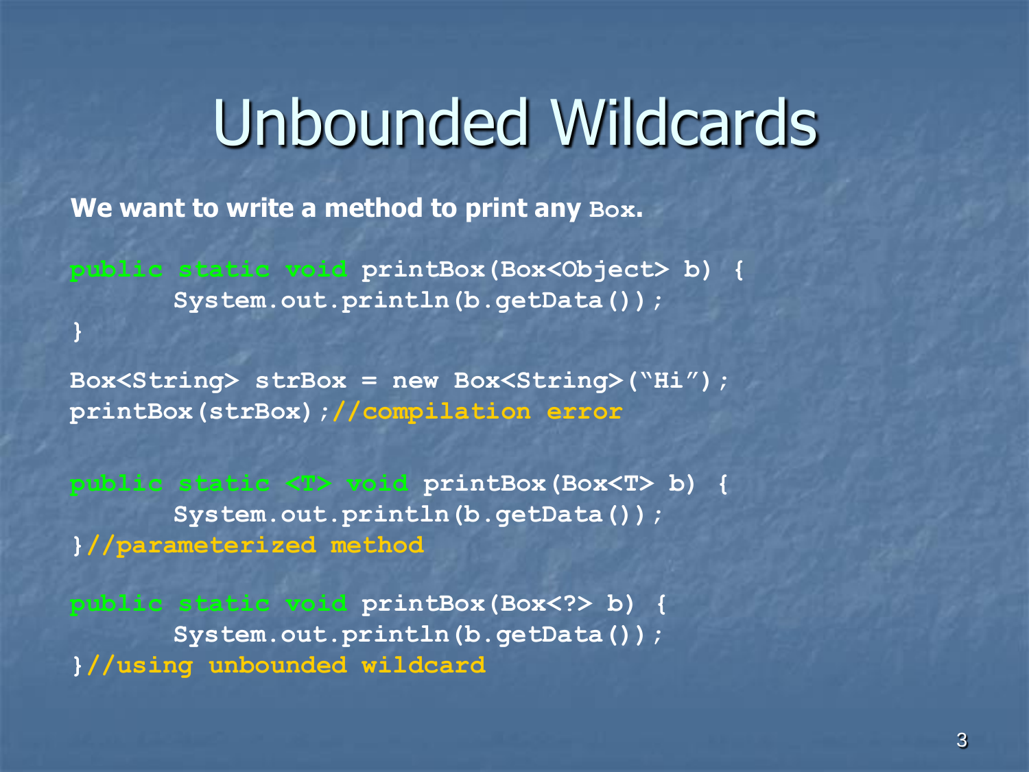# Unbounded Wildcards

**We want to write a method to print any `Box`.**

```
public static void printBox(Box<Object> b) {
        System.out.println(b.getData());
}

Box<String> strBox = new Box<String>("Hi");
printBox(strBox);//compilation error

public static <T> void printBox(Box<T> b) {
        System.out.println(b.getData());
}//parameterized method

public static void printBox(Box<?> b) {
        System.out.println(b.getData());
}//using unbounded wildcard
```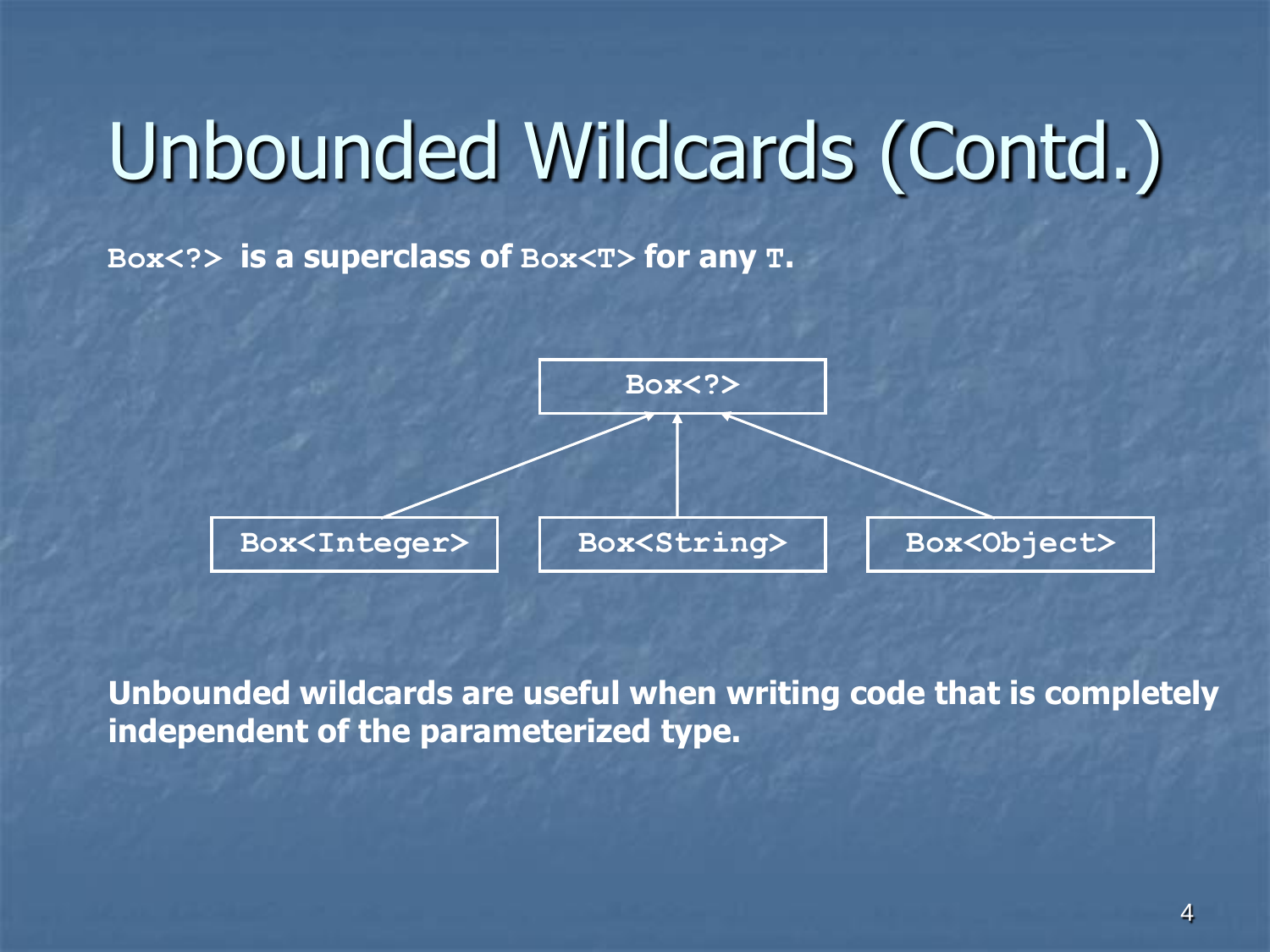# Unbounded Wildcards (Contd.)

**`Box<?>` is a superclass of `Box<T>` for any `T`.**

```
                 Box<?>
              /    |     \
Box<Integer>  Box<String>  Box<Object>
```

**Unbounded wildcards are useful when writing code that is completely independent of the parameterized type.**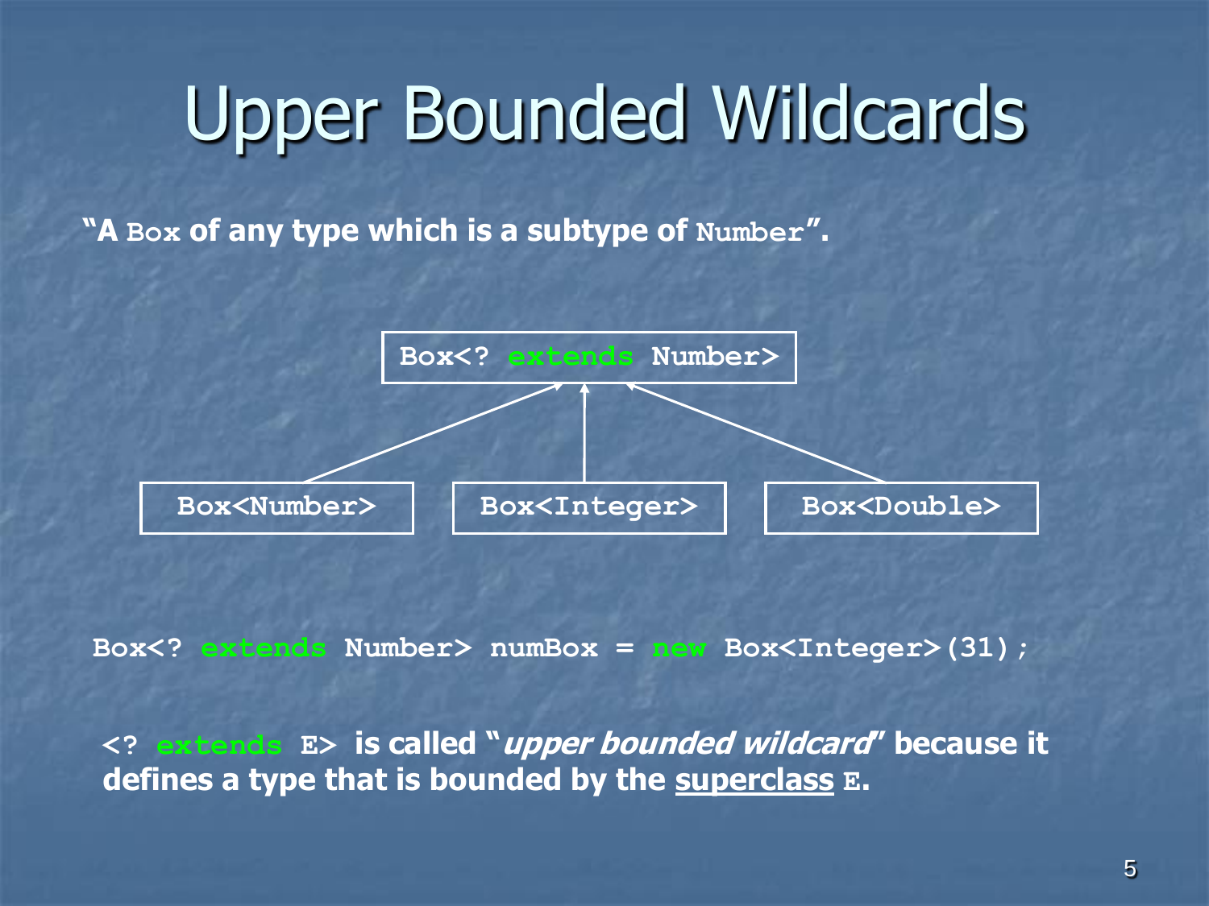# Upper Bounded Wildcards

**"A `Box` of any type which is a subtype of `Number`".**

```
                Box<? extends Number>
               ↗         ↑          ↖
Box<Number>      Box<Integer>      Box<Double>
```

```
Box<? extends Number> numBox = new Box<Integer>(31);
```

**`<? extends E>` is called "*upper bounded wildcard*" because it defines a type that is bounded by the <u>superclass</u> `E`.**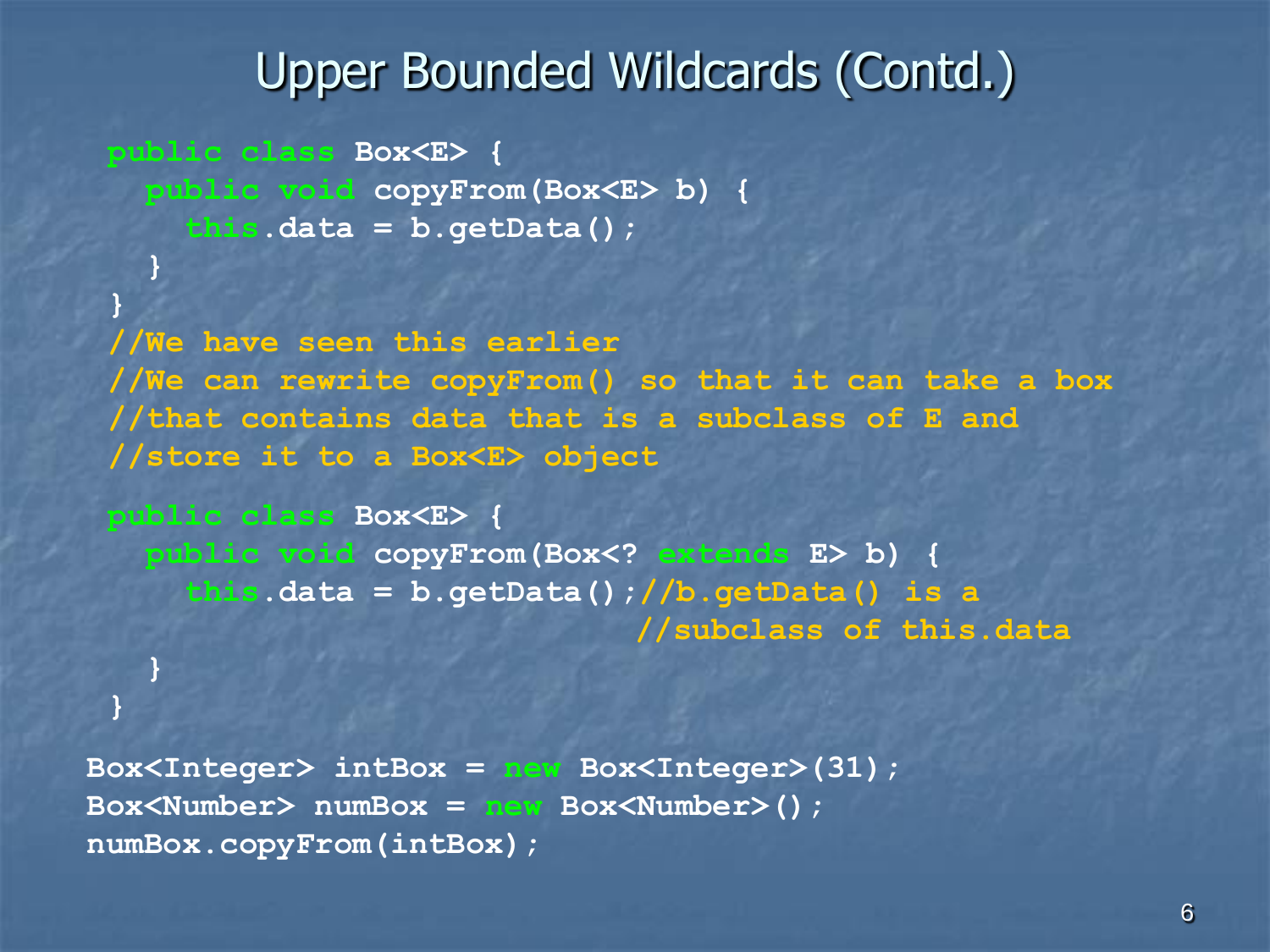# Upper Bounded Wildcards (Contd.)

```java
public class Box<E> {
   public void copyFrom(Box<E> b) {
      this.data = b.getData();
   }
}
//We have seen this earlier
//We can rewrite copyFrom() so that it can take a box
//that contains data that is a subclass of E and
//store it to a Box<E> object

public class Box<E> {
   public void copyFrom(Box<? extends E> b) {
      this.data = b.getData();//b.getData() is a
                              //subclass of this.data
   }
}
```

```java
Box<Integer> intBox = new Box<Integer>(31);
Box<Number> numBox = new Box<Number>();
numBox.copyFrom(intBox);
```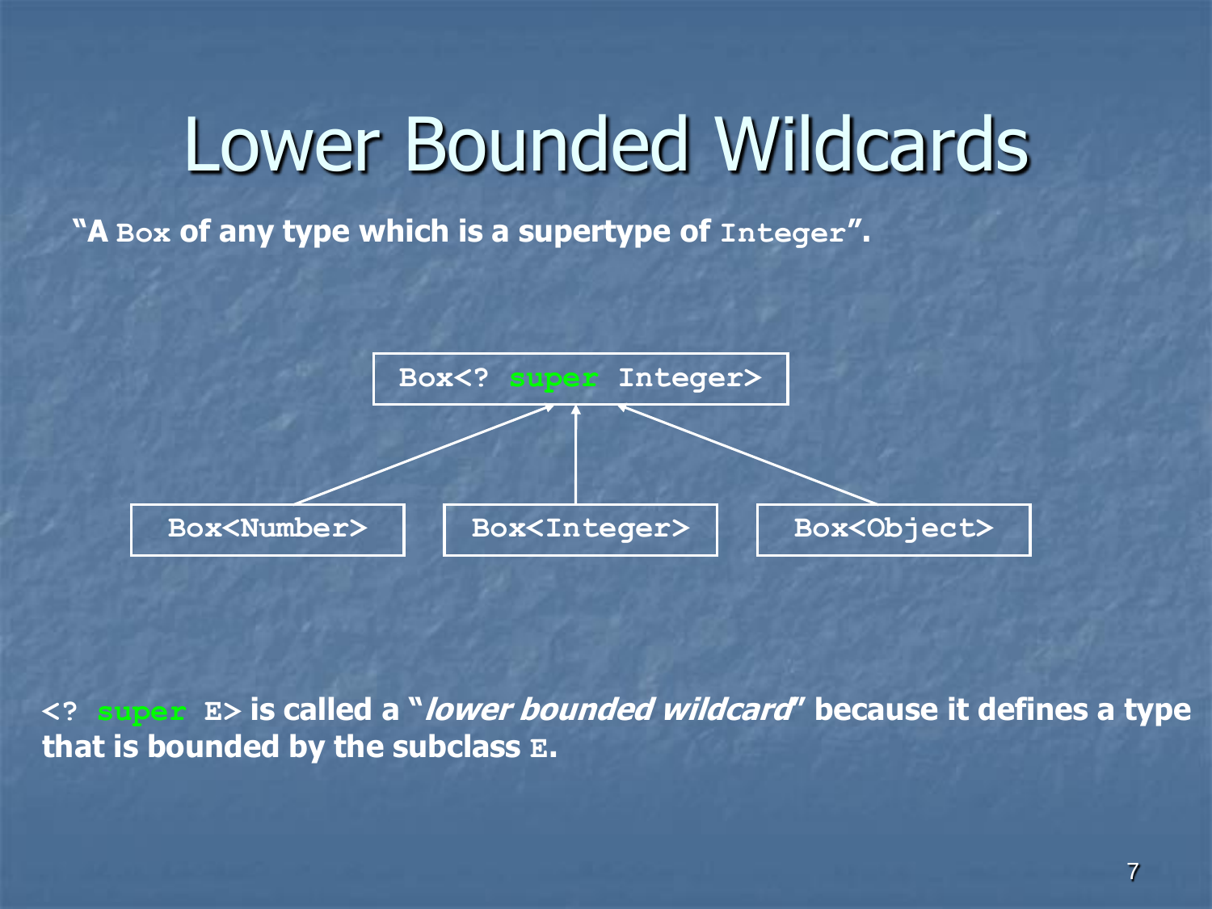# Lower Bounded Wildcards

**"A `Box` of any type which is a supertype of `Integer`".**

```
                  Box<? super Integer>
                   ↑        ↑        ↑
     Box<Number>     Box<Integer>     Box<Object>
```

**`<? super E>` is called a "*lower bounded wildcard*" because it defines a type that is bounded by the subclass `E`.**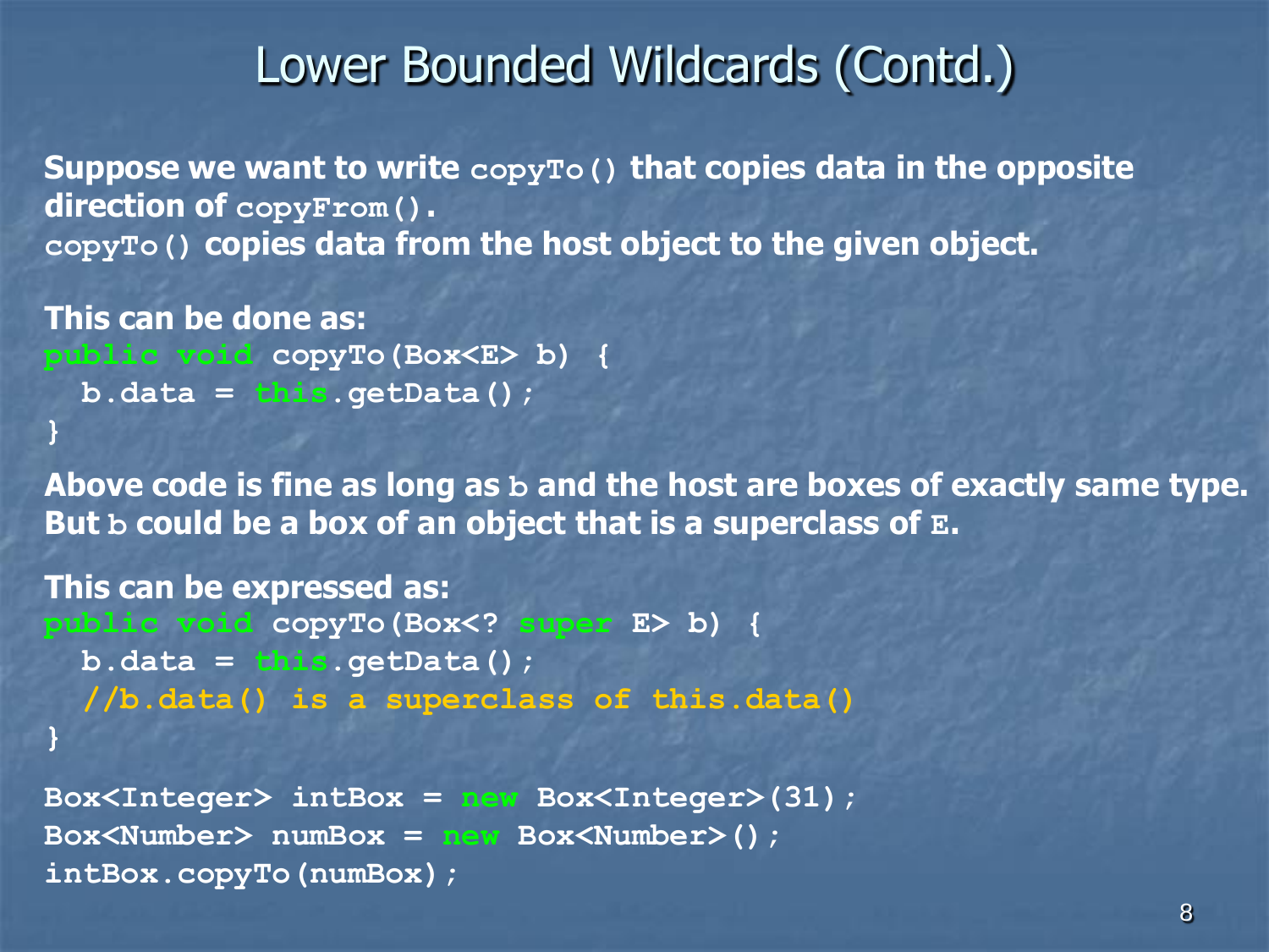# Lower Bounded Wildcards (Contd.)

**Suppose we want to write `copyTo()` that copies data in the opposite direction of `copyFrom()`.**
**`copyTo()` copies data from the host object to the given object.**

**This can be done as:**

```
public void copyTo(Box<E> b) {
  b.data = this.getData();
}
```

**Above code is fine as long as `b` and the host are boxes of exactly same type. But `b` could be a box of an object that is a superclass of `E`.**

**This can be expressed as:**

```
public void copyTo(Box<? super E> b) {
  b.data = this.getData();
  //b.data() is a superclass of this.data()
}
```

```
Box<Integer> intBox = new Box<Integer>(31);
Box<Number> numBox = new Box<Number>();
intBox.copyTo(numBox);
```